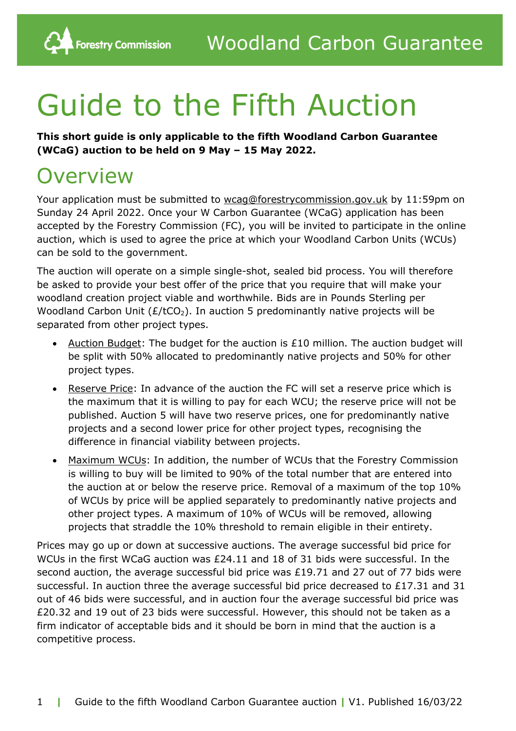Woodland Carbon Guarantee

# Guide to the Fifth Auction

**This short guide is only applicable to the fifth Woodland Carbon Guarantee (WCaG) auction to be held on 9 May – 15 May 2022.**

## Overview

Your application must be submitted to wcag@forestrycommission.gov.uk by 11:59pm on Sunday 24 April 2022. Once your W Carbon Guarantee (WCaG) application has been accepted by the Forestry Commission (FC), you will be invited to participate in the online auction, which is used to agree the price at which your Woodland Carbon Units (WCUs) can be sold to the government.

The auction will operate on a simple single-shot, sealed bid process. You will therefore be asked to provide your best offer of the price that you require that will make your woodland creation project viable and worthwhile. Bids are in Pounds Sterling per Woodland Carbon Unit (£/t$CO_2$). In auction 5 predominantly native projects will be separated from other project types.

- Auction Budget: The budget for the auction is £10 million. The auction budget will be split with 50% allocated to predominantly native projects and 50% for other project types.
- Reserve Price: In advance of the auction the FC will set a reserve price which is the maximum that it is willing to pay for each WCU; the reserve price will not be published. Auction 5 will have two reserve prices, one for predominantly native projects and a second lower price for other project types, recognising the difference in financial viability between projects.
- Maximum WCUs: In addition, the number of WCUs that the Forestry Commission is willing to buy will be limited to 90% of the total number that are entered into the auction at or below the reserve price. Removal of a maximum of the top 10% of WCUs by price will be applied separately to predominantly native projects and other project types. A maximum of 10% of WCUs will be removed, allowing projects that straddle the 10% threshold to remain eligible in their entirety.

Prices may go up or down at successive auctions. The average successful bid price for WCUs in the first WCaG auction was £24.11 and 18 of 31 bids were successful. In the second auction, the average successful bid price was £19.71 and 27 out of 77 bids were successful. In auction three the average successful bid price decreased to £17.31 and 31 out of 46 bids were successful, and in auction four the average successful bid price was £20.32 and 19 out of 23 bids were successful. However, this should not be taken as a firm indicator of acceptable bids and it should be born in mind that the auction is a competitive process.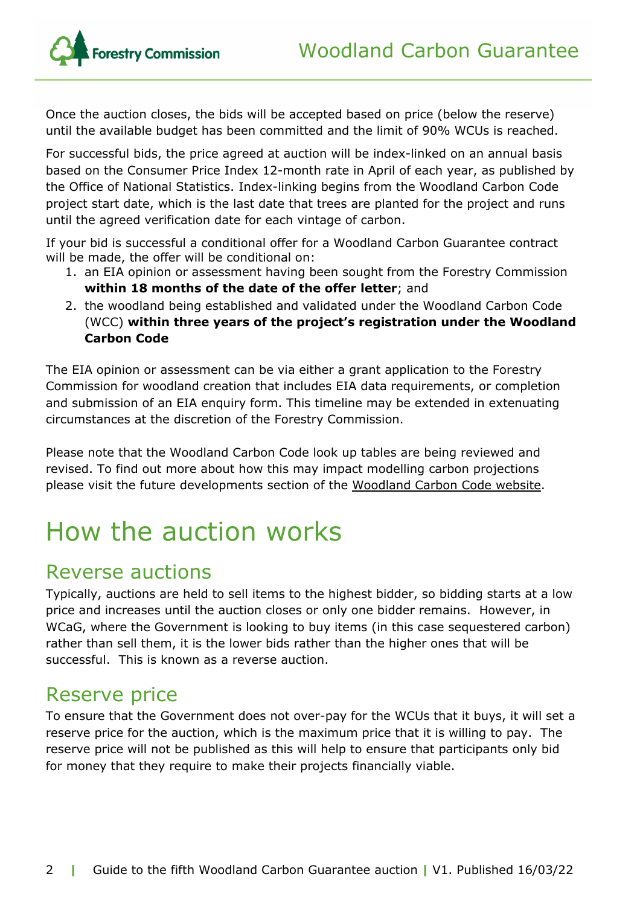Once the auction closes, the bids will be accepted based on price (below the reserve) until the available budget has been committed and the limit of 90% WCUs is reached.

For successful bids, the price agreed at auction will be index-linked on an annual basis based on the Consumer Price Index 12-month rate in April of each year, as published by the Office of National Statistics. Index-linking begins from the Woodland Carbon Code project start date, which is the last date that trees are planted for the project and runs until the agreed verification date for each vintage of carbon.

If your bid is successful a conditional offer for a Woodland Carbon Guarantee contract will be made, the offer will be conditional on:

1. an EIA opinion or assessment having been sought from the Forestry Commission **within 18 months of the date of the offer letter**; and
2. the woodland being established and validated under the Woodland Carbon Code (WCC) **within three years of the project's registration under the Woodland Carbon Code**

The EIA opinion or assessment can be via either a grant application to the Forestry Commission for woodland creation that includes EIA data requirements, or completion and submission of an EIA enquiry form. This timeline may be extended in extenuating circumstances at the discretion of the Forestry Commission.

Please note that the Woodland Carbon Code look up tables are being reviewed and revised. To find out more about how this may impact modelling carbon projections please visit the future developments section of the Woodland Carbon Code website.

# How the auction works

## Reverse auctions

Typically, auctions are held to sell items to the highest bidder, so bidding starts at a low price and increases until the auction closes or only one bidder remains. However, in WCaG, where the Government is looking to buy items (in this case sequestered carbon) rather than sell them, it is the lower bids rather than the higher ones that will be successful. This is known as a reverse auction.

## Reserve price

To ensure that the Government does not over-pay for the WCUs that it buys, it will set a reserve price for the auction, which is the maximum price that it is willing to pay. The reserve price will not be published as this will help to ensure that participants only bid for money that they require to make their projects financially viable.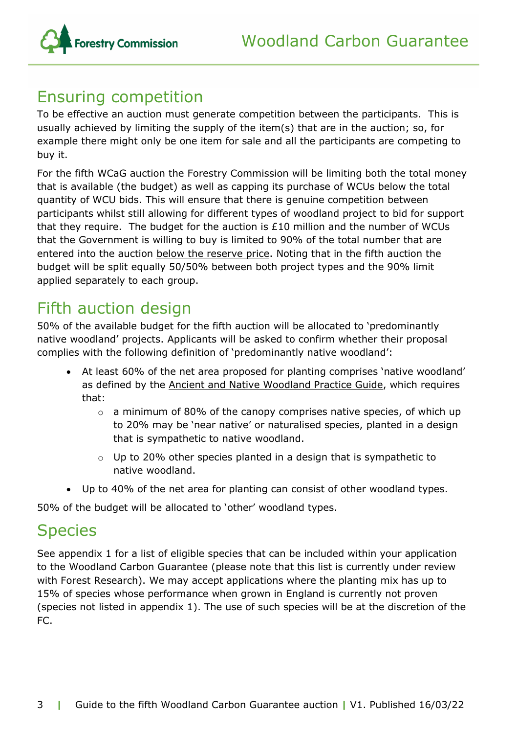## Ensuring competition

To be effective an auction must generate competition between the participants. This is usually achieved by limiting the supply of the item(s) that are in the auction; so, for example there might only be one item for sale and all the participants are competing to buy it.

For the fifth WCaG auction the Forestry Commission will be limiting both the total money that is available (the budget) as well as capping its purchase of WCUs below the total quantity of WCU bids. This will ensure that there is genuine competition between participants whilst still allowing for different types of woodland project to bid for support that they require. The budget for the auction is £10 million and the number of WCUs that the Government is willing to buy is limited to 90% of the total number that are entered into the auction below the reserve price. Noting that in the fifth auction the budget will be split equally 50/50% between both project types and the 90% limit applied separately to each group.

## Fifth auction design

50% of the available budget for the fifth auction will be allocated to 'predominantly native woodland' projects. Applicants will be asked to confirm whether their proposal complies with the following definition of 'predominantly native woodland':

- At least 60% of the net area proposed for planting comprises 'native woodland' as defined by the Ancient and Native Woodland Practice Guide, which requires that:
  - a minimum of 80% of the canopy comprises native species, of which up to 20% may be 'near native' or naturalised species, planted in a design that is sympathetic to native woodland.
  - Up to 20% other species planted in a design that is sympathetic to native woodland.
- Up to 40% of the net area for planting can consist of other woodland types.

50% of the budget will be allocated to 'other' woodland types.

## Species

See appendix 1 for a list of eligible species that can be included within your application to the Woodland Carbon Guarantee (please note that this list is currently under review with Forest Research). We may accept applications where the planting mix has up to 15% of species whose performance when grown in England is currently not proven (species not listed in appendix 1). The use of such species will be at the discretion of the FC.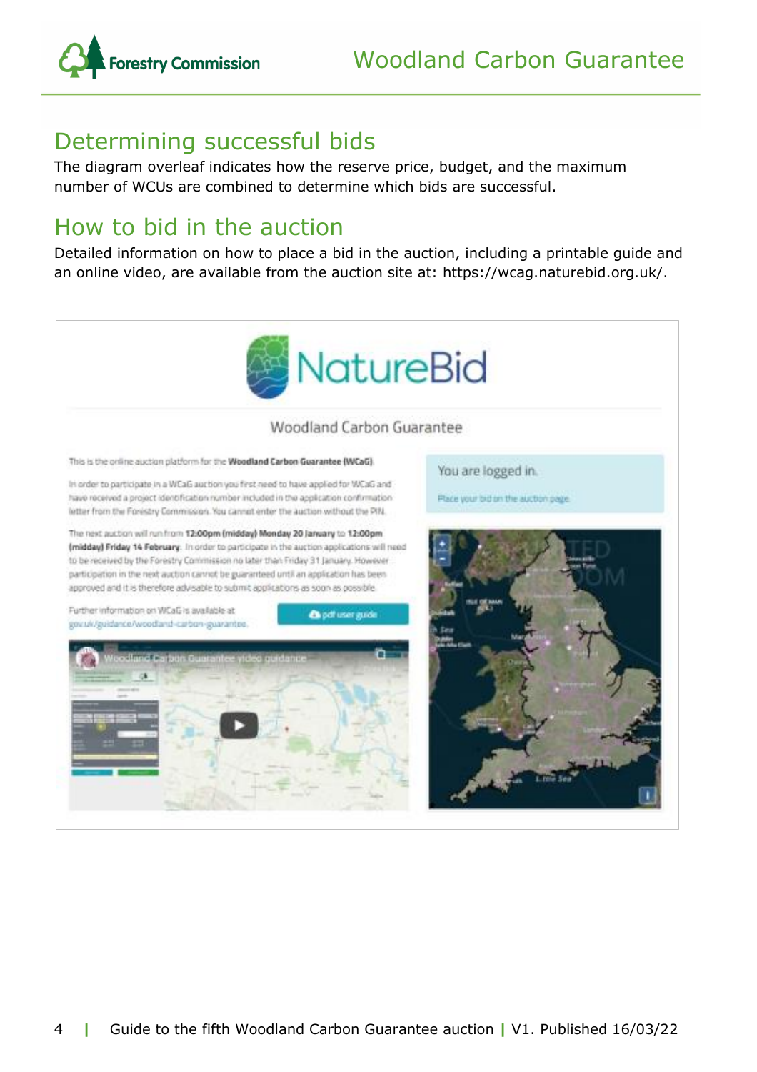## Determining successful bids

The diagram overleaf indicates how the reserve price, budget, and the maximum number of WCUs are combined to determine which bids are successful.

## How to bid in the auction

Detailed information on how to place a bid in the auction, including a printable guide and an online video, are available from the auction site at: https://wcag.naturebid.org.uk/.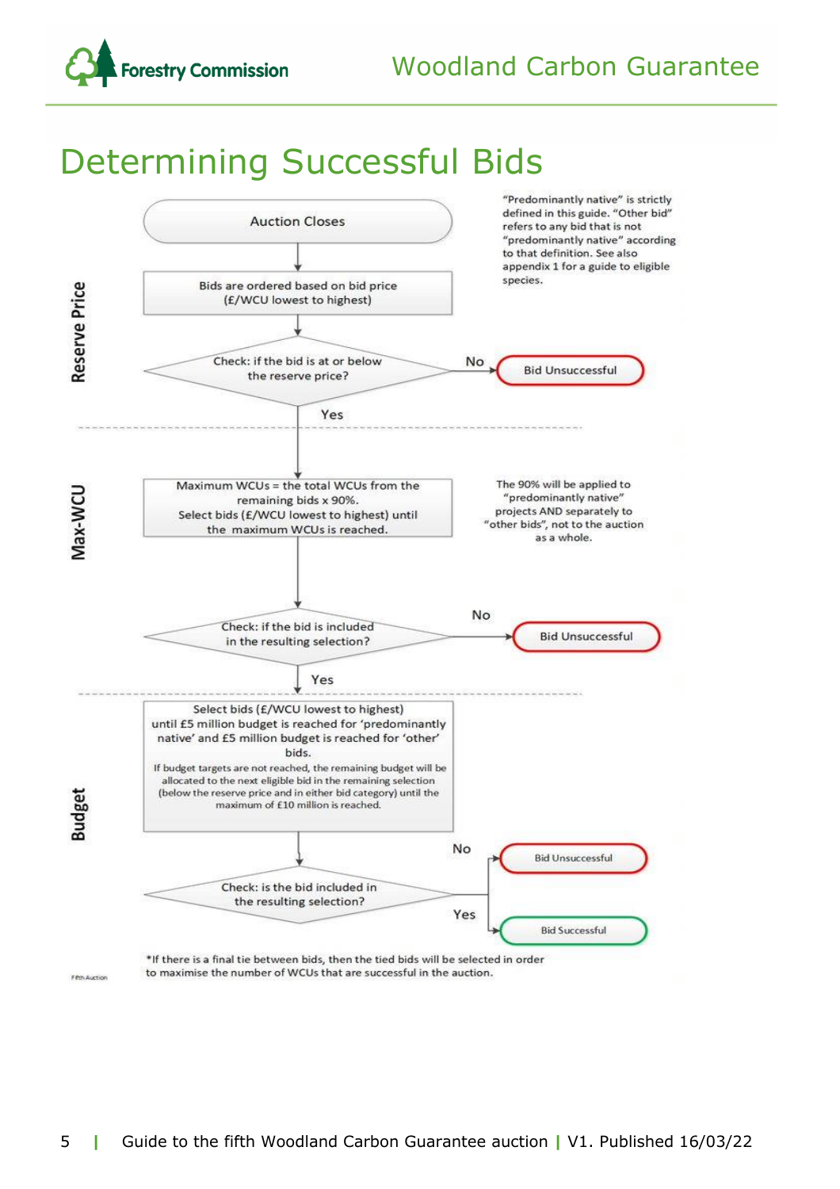# Determining Successful Bids

"Predominantly native" is strictly defined in this guide. "Other bid" refers to any bid that is not "predominantly native" according to that definition. See also appendix 1 for a guide to eligible species.

**Reserve Price**

Auction Closes

Bids are ordered based on bid price (£/WCU lowest to highest)

Check: if the bid is at or below the reserve price?

- No → Bid Unsuccessful
- Yes → continue

**Max-WCU**

Maximum WCUs = the total WCUs from the remaining bids x 90%. Select bids (£/WCU lowest to highest) until the maximum WCUs is reached.

The 90% will be applied to "predominantly native" projects AND separately to "other bids", not to the auction as a whole.

Check: if the bid is included in the resulting selection?

- No → Bid Unsuccessful
- Yes → continue

**Budget**

Select bids (£/WCU lowest to highest) until £5 million budget is reached for 'predominantly native' and £5 million budget is reached for 'other' bids.

If budget targets are not reached, the remaining budget will be allocated to the next eligible bid in the remaining selection (below the reserve price and in either bid category) until the maximum of £10 million is reached.

Check: is the bid included in the resulting selection?

- No → Bid Unsuccessful
- Yes → Bid Successful

*If there is a final tie between bids, then the tied bids will be selected in order to maximise the number of WCUs that are successful in the auction.

Fifth Auction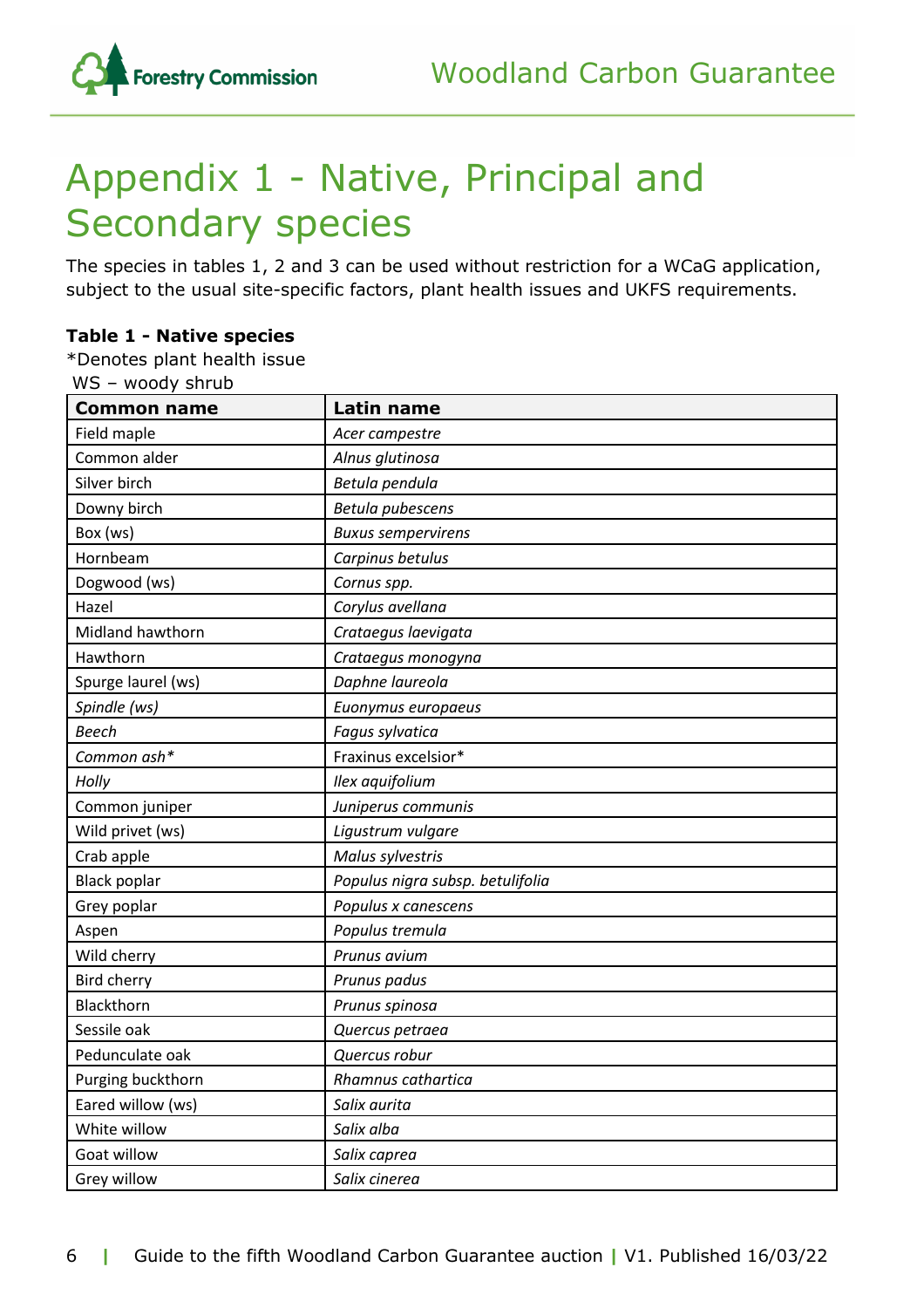# Appendix 1 - Native, Principal and Secondary species

The species in tables 1, 2 and 3 can be used without restriction for a WCaG application, subject to the usual site-specific factors, plant health issues and UKFS requirements.

**Table 1 - Native species**

*Denotes plant health issue

WS – woody shrub

| Common name | Latin name |
|---|---|
| Field maple | *Acer campestre* |
| Common alder | *Alnus glutinosa* |
| Silver birch | *Betula pendula* |
| Downy birch | *Betula pubescens* |
| Box (ws) | *Buxus sempervirens* |
| Hornbeam | *Carpinus betulus* |
| Dogwood (ws) | *Cornus spp.* |
| Hazel | *Corylus avellana* |
| Midland hawthorn | *Crataegus laevigata* |
| Hawthorn | *Crataegus monogyna* |
| Spurge laurel (ws) | *Daphne laureola* |
| *Spindle (ws)* | *Euonymus europaeus* |
| *Beech* | *Fagus sylvatica* |
| *Common ash** | Fraxinus excelsior* |
| *Holly* | *Ilex aquifolium* |
| Common juniper | *Juniperus communis* |
| Wild privet (ws) | *Ligustrum vulgare* |
| Crab apple | *Malus sylvestris* |
| Black poplar | *Populus nigra subsp. betulifolia* |
| Grey poplar | *Populus x canescens* |
| Aspen | *Populus tremula* |
| Wild cherry | *Prunus avium* |
| Bird cherry | *Prunus padus* |
| Blackthorn | *Prunus spinosa* |
| Sessile oak | *Quercus petraea* |
| Pedunculate oak | *Quercus robur* |
| Purging buckthorn | *Rhamnus cathartica* |
| Eared willow (ws) | *Salix aurita* |
| White willow | *Salix alba* |
| Goat willow | *Salix caprea* |
| Grey willow | *Salix cinerea* |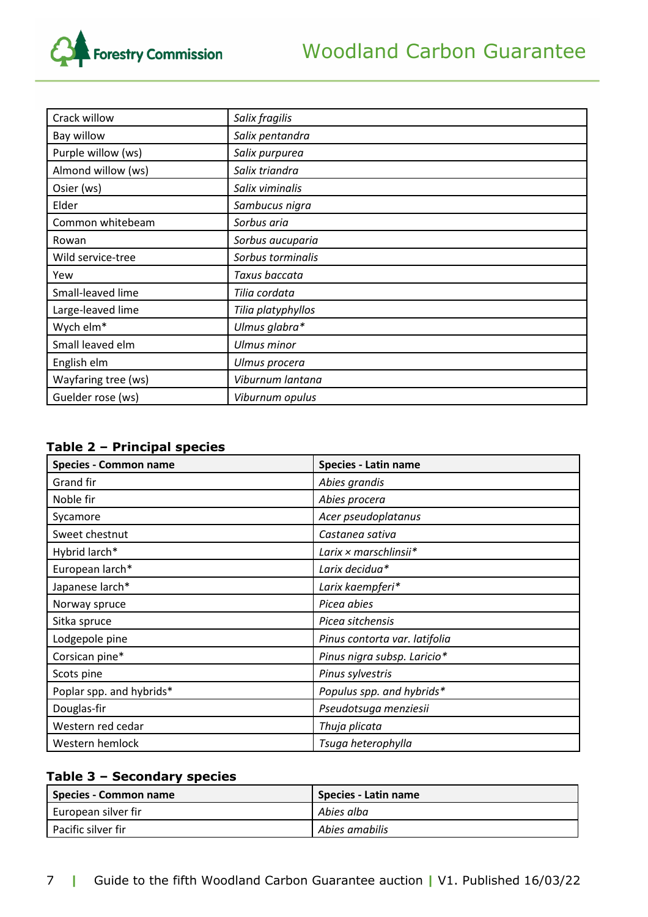| Crack willow | *Salix fragilis* |
|---|---|
| Bay willow | *Salix pentandra* |
| Purple willow (ws) | *Salix purpurea* |
| Almond willow (ws) | *Salix triandra* |
| Osier (ws) | *Salix viminalis* |
| Elder | *Sambucus nigra* |
| Common whitebeam | *Sorbus aria* |
| Rowan | *Sorbus aucuparia* |
| Wild service-tree | *Sorbus torminalis* |
| Yew | *Taxus baccata* |
| Small-leaved lime | *Tilia cordata* |
| Large-leaved lime | *Tilia platyphyllos* |
| Wych elm* | *Ulmus glabra** |
| Small leaved elm | *Ulmus minor* |
| English elm | *Ulmus procera* |
| Wayfaring tree (ws) | *Viburnum lantana* |
| Guelder rose (ws) | *Viburnum opulus* |

**Table 2 – Principal species**

| Species - Common name | Species - Latin name |
|---|---|
| Grand fir | *Abies grandis* |
| Noble fir | *Abies procera* |
| Sycamore | *Acer pseudoplatanus* |
| Sweet chestnut | *Castanea sativa* |
| Hybrid larch* | *Larix × marschlinsii** |
| European larch* | *Larix decidua** |
| Japanese larch* | *Larix kaempferi** |
| Norway spruce | *Picea abies* |
| Sitka spruce | *Picea sitchensis* |
| Lodgepole pine | *Pinus contorta var. latifolia* |
| Corsican pine* | *Pinus nigra subsp. Laricio** |
| Scots pine | *Pinus sylvestris* |
| Poplar spp. and hybrids* | *Populus spp. and hybrids** |
| Douglas-fir | *Pseudotsuga menziesii* |
| Western red cedar | *Thuja plicata* |
| Western hemlock | *Tsuga heterophylla* |

**Table 3 – Secondary species**

| Species - Common name | Species - Latin name |
|---|---|
| European silver fir | *Abies alba* |
| Pacific silver fir | *Abies amabilis* |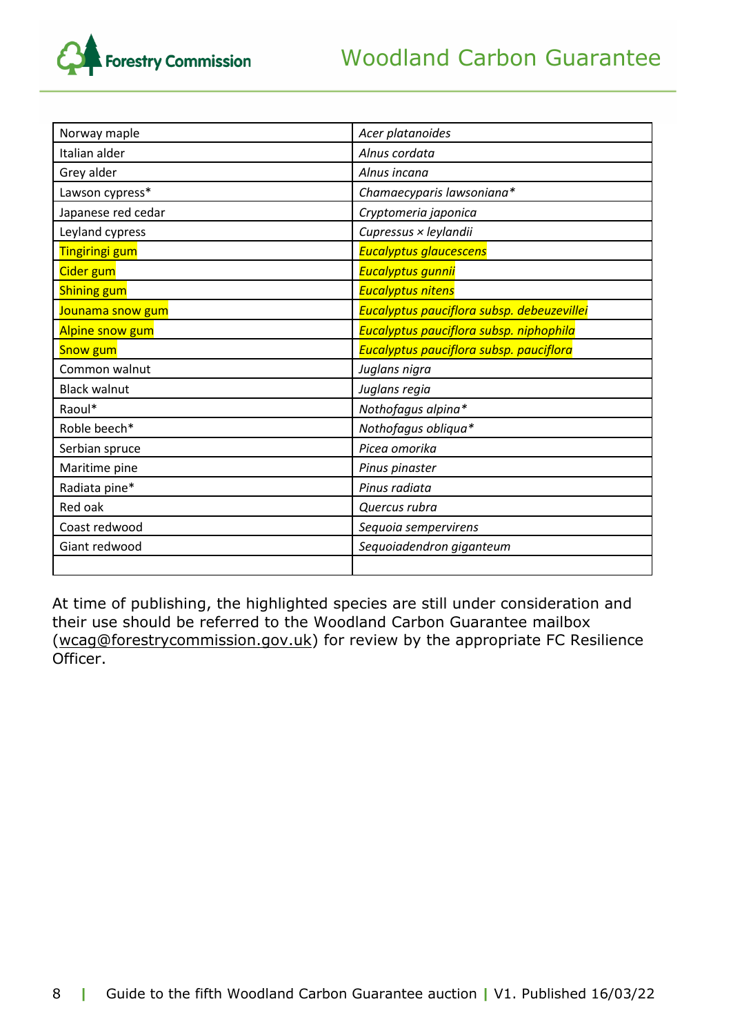| | |
|---|---|
| Norway maple | *Acer platanoides* |
| Italian alder | *Alnus cordata* |
| Grey alder | *Alnus incana* |
| Lawson cypress* | *Chamaecyparis lawsoniana** |
| Japanese red cedar | *Cryptomeria japonica* |
| Leyland cypress | *Cupressus × leylandii* |
| Tingiringi gum | *Eucalyptus glaucescens* |
| Cider gum | *Eucalyptus gunnii* |
| Shining gum | *Eucalyptus nitens* |
| Jounama snow gum | *Eucalyptus pauciflora subsp. debeuzevillei* |
| Alpine snow gum | *Eucalyptus pauciflora subsp. niphophila* |
| Snow gum | *Eucalyptus pauciflora subsp. pauciflora* |
| Common walnut | *Juglans nigra* |
| Black walnut | *Juglans regia* |
| Raoul* | *Nothofagus alpina** |
| Roble beech* | *Nothofagus obliqua** |
| Serbian spruce | *Picea omorika* |
| Maritime pine | *Pinus pinaster* |
| Radiata pine* | *Pinus radiata* |
| Red oak | *Quercus rubra* |
| Coast redwood | *Sequoia sempervirens* |
| Giant redwood | *Sequoiadendron giganteum* |
| | |

At time of publishing, the highlighted species are still under consideration and their use should be referred to the Woodland Carbon Guarantee mailbox (wcag@forestrycommission.gov.uk) for review by the appropriate FC Resilience Officer.